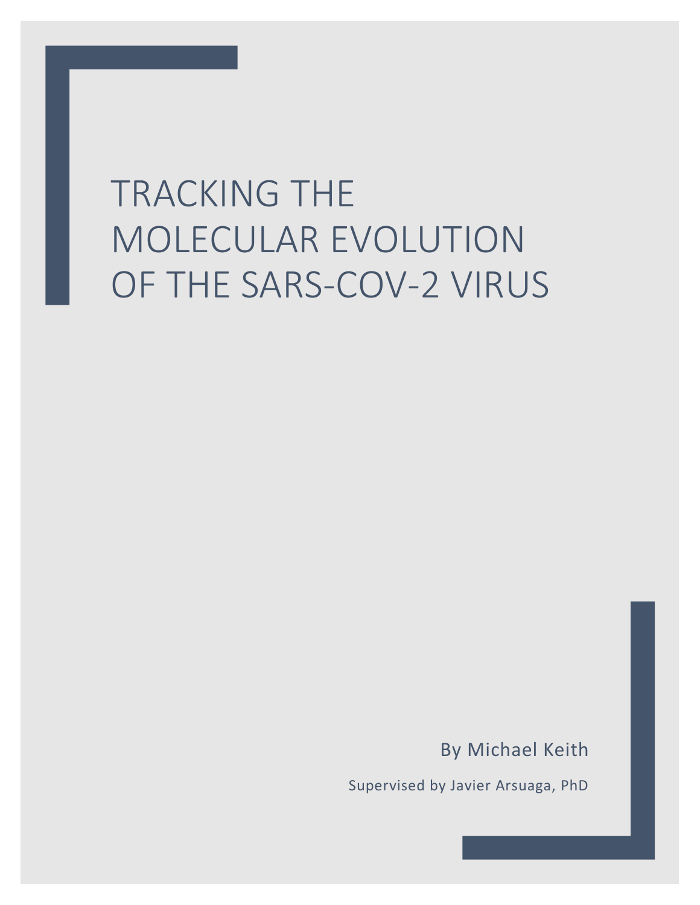# TRACKING THE MOLECULAR EVOLUTION OF THE SARS-COV-2 VIRUS

By Michael Keith

Supervised by Javier Arsuaga, PhD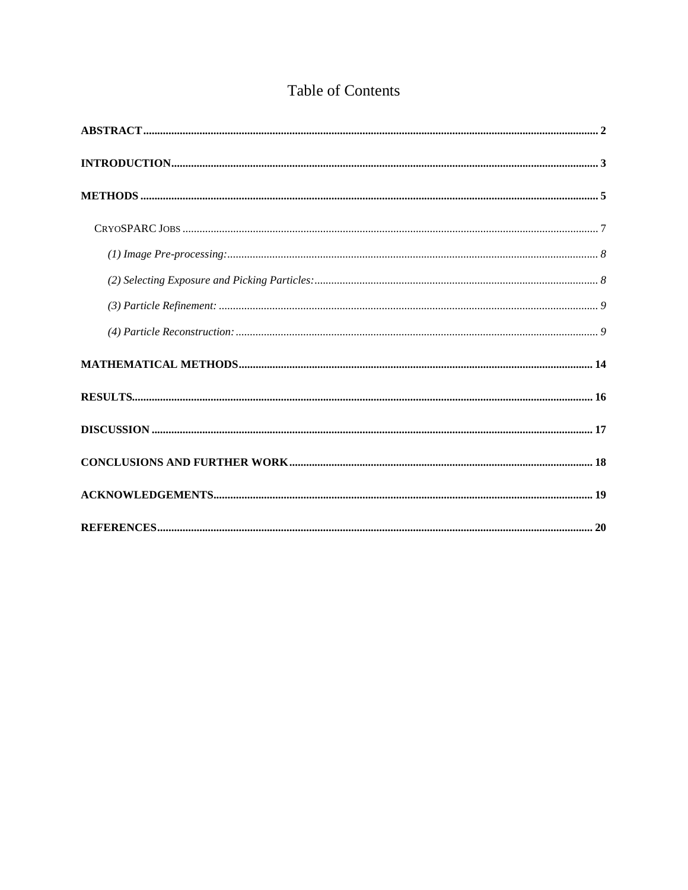# Table of Contents

**ABSTRACT** .......... **2**

**INTRODUCTION** .......... **3**

**METHODS** .......... **5**

CRYOSPARC JOBS .......... 7

*(1) Image Pre-processing:* .......... *8*

*(2) Selecting Exposure and Picking Particles:* .......... *8*

*(3) Particle Refinement:* .......... *9*

*(4) Particle Reconstruction:* .......... *9*

**MATHEMATICAL METHODS** .......... **14**

**RESULTS** .......... **16**

**DISCUSSION** .......... **17**

**CONCLUSIONS AND FURTHER WORK** .......... **18**

**ACKNOWLEDGEMENTS** .......... **19**

**REFERENCES** .......... **20**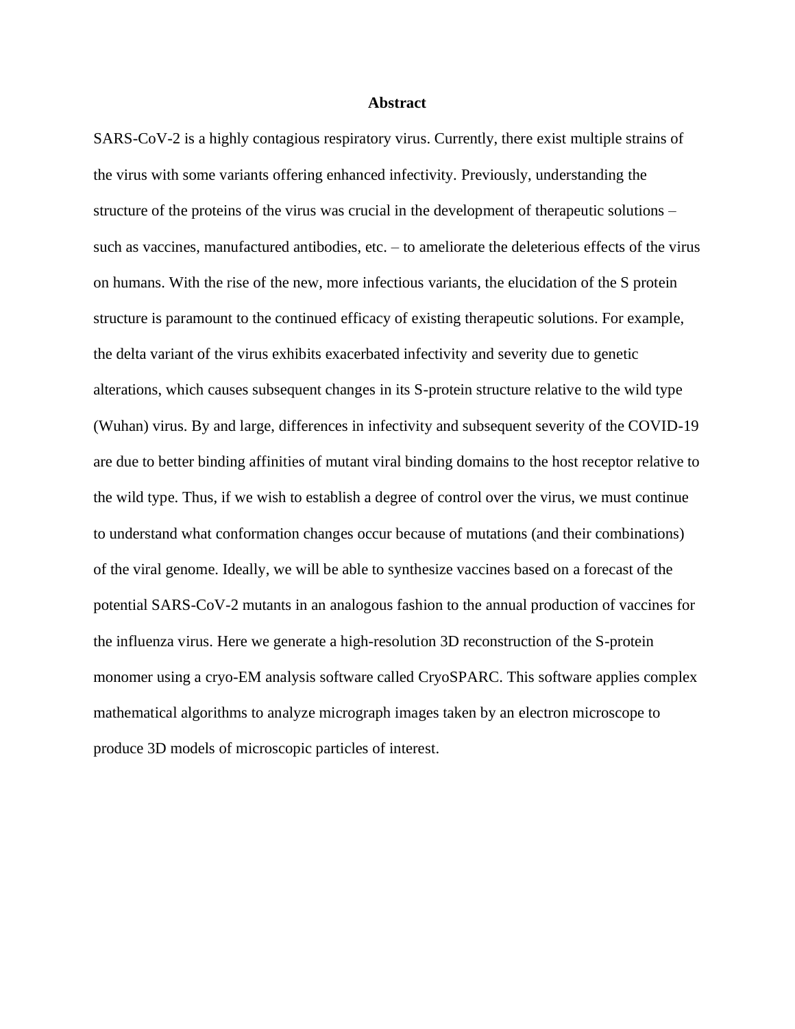## Abstract

SARS-CoV-2 is a highly contagious respiratory virus. Currently, there exist multiple strains of the virus with some variants offering enhanced infectivity. Previously, understanding the structure of the proteins of the virus was crucial in the development of therapeutic solutions – such as vaccines, manufactured antibodies, etc. – to ameliorate the deleterious effects of the virus on humans. With the rise of the new, more infectious variants, the elucidation of the S protein structure is paramount to the continued efficacy of existing therapeutic solutions. For example, the delta variant of the virus exhibits exacerbated infectivity and severity due to genetic alterations, which causes subsequent changes in its S-protein structure relative to the wild type (Wuhan) virus. By and large, differences in infectivity and subsequent severity of the COVID-19 are due to better binding affinities of mutant viral binding domains to the host receptor relative to the wild type. Thus, if we wish to establish a degree of control over the virus, we must continue to understand what conformation changes occur because of mutations (and their combinations) of the viral genome. Ideally, we will be able to synthesize vaccines based on a forecast of the potential SARS-CoV-2 mutants in an analogous fashion to the annual production of vaccines for the influenza virus. Here we generate a high-resolution 3D reconstruction of the S-protein monomer using a cryo-EM analysis software called CryoSPARC. This software applies complex mathematical algorithms to analyze micrograph images taken by an electron microscope to produce 3D models of microscopic particles of interest.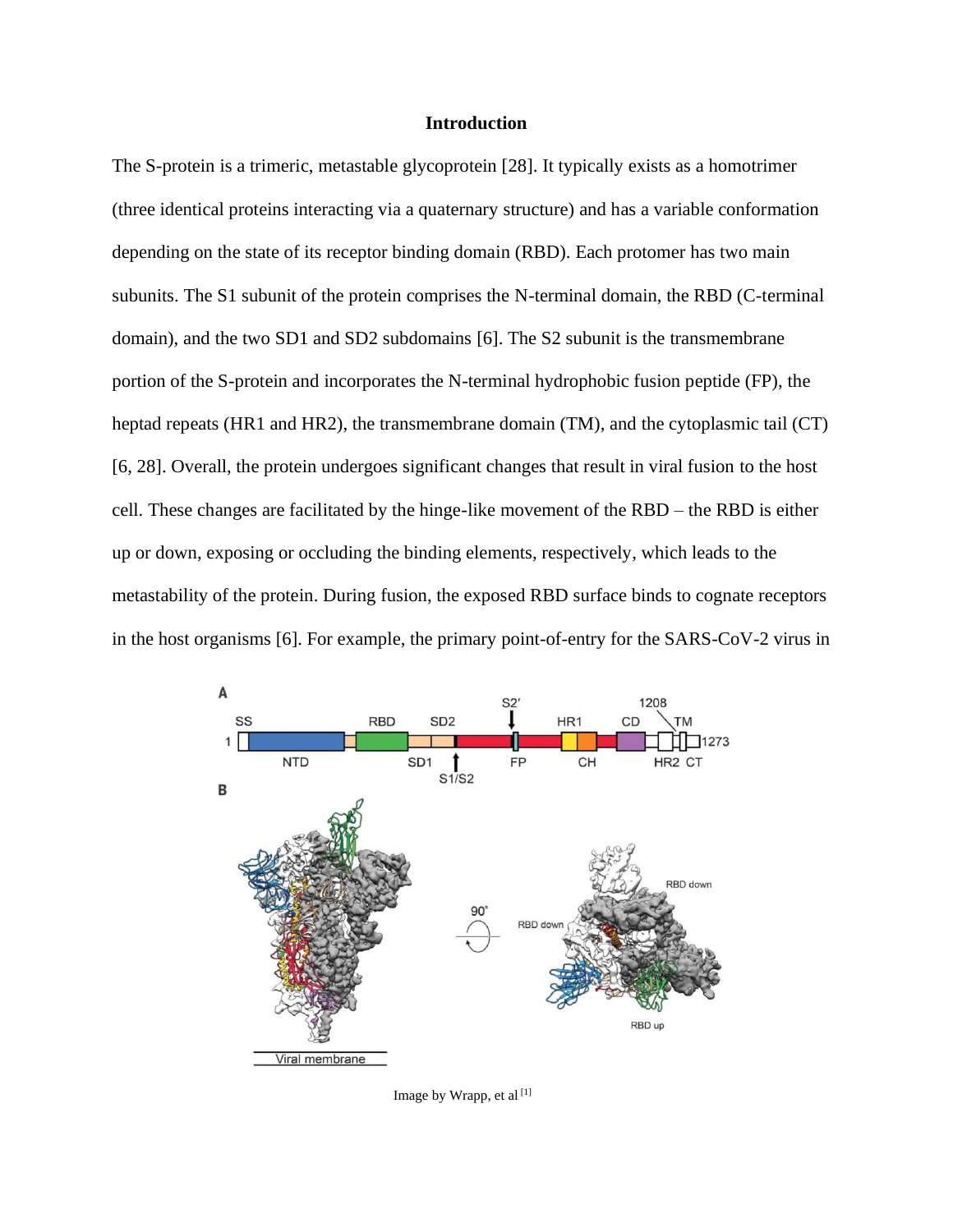## Introduction

The S-protein is a trimeric, metastable glycoprotein [28]. It typically exists as a homotrimer (three identical proteins interacting via a quaternary structure) and has a variable conformation depending on the state of its receptor binding domain (RBD). Each protomer has two main subunits. The S1 subunit of the protein comprises the N-terminal domain, the RBD (C-terminal domain), and the two SD1 and SD2 subdomains [6]. The S2 subunit is the transmembrane portion of the S-protein and incorporates the N-terminal hydrophobic fusion peptide (FP), the heptad repeats (HR1 and HR2), the transmembrane domain (TM), and the cytoplasmic tail (CT) [6, 28]. Overall, the protein undergoes significant changes that result in viral fusion to the host cell. These changes are facilitated by the hinge-like movement of the RBD – the RBD is either up or down, exposing or occluding the binding elements, respectively, which leads to the metastability of the protein. During fusion, the exposed RBD surface binds to cognate receptors in the host organisms [6]. For example, the primary point-of-entry for the SARS-CoV-2 virus in

Image by Wrapp, et al [1]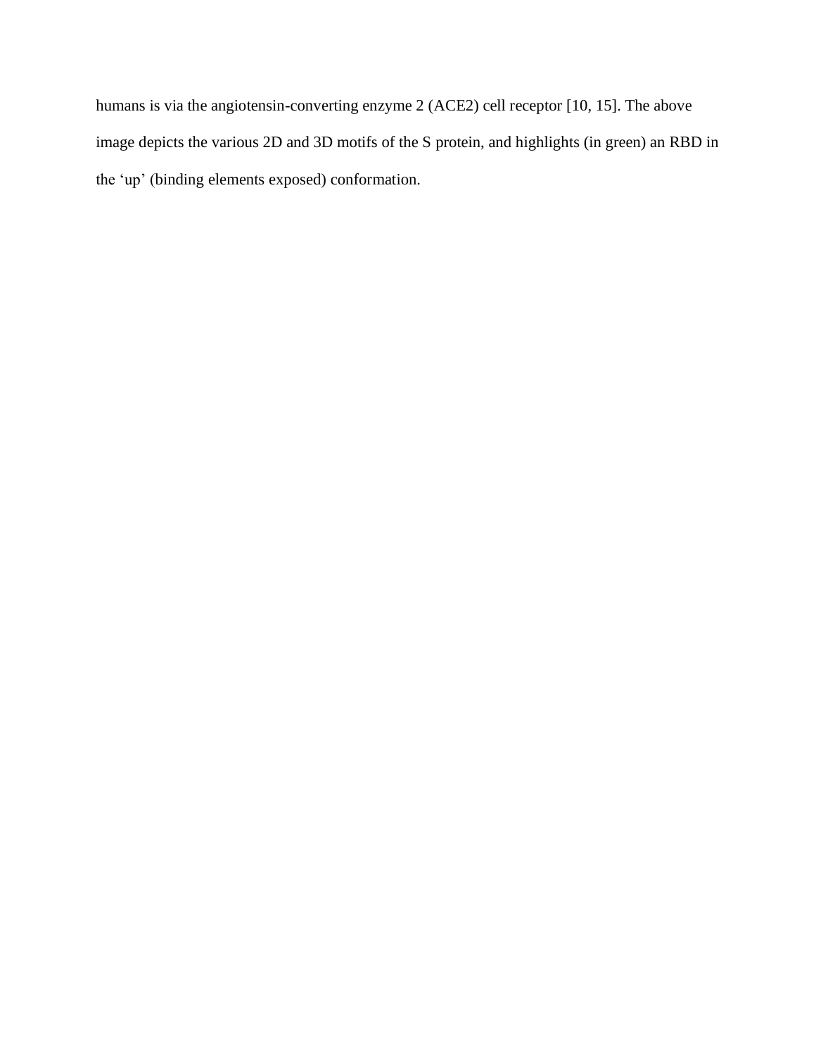humans is via the angiotensin-converting enzyme 2 (ACE2) cell receptor [10, 15]. The above image depicts the various 2D and 3D motifs of the S protein, and highlights (in green) an RBD in the ‘up’ (binding elements exposed) conformation.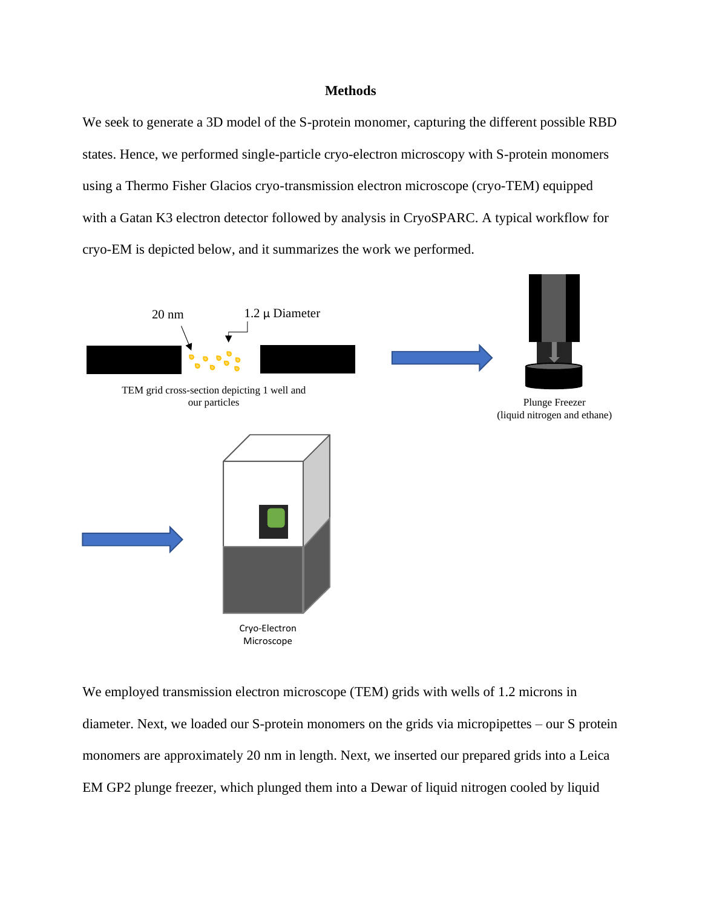**Methods**

We seek to generate a 3D model of the S-protein monomer, capturing the different possible RBD states. Hence, we performed single-particle cryo-electron microscopy with S-protein monomers using a Thermo Fisher Glacios cryo-transmission electron microscope (cryo-TEM) equipped with a Gatan K3 electron detector followed by analysis in CryoSPARC. A typical workflow for cryo-EM is depicted below, and it summarizes the work we performed.

20 nm

1.2 μ Diameter

TEM grid cross-section depicting 1 well and our particles

Plunge Freezer (liquid nitrogen and ethane)

Cryo-Electron Microscope

We employed transmission electron microscope (TEM) grids with wells of 1.2 microns in diameter. Next, we loaded our S-protein monomers on the grids via micropipettes – our S protein monomers are approximately 20 nm in length. Next, we inserted our prepared grids into a Leica EM GP2 plunge freezer, which plunged them into a Dewar of liquid nitrogen cooled by liquid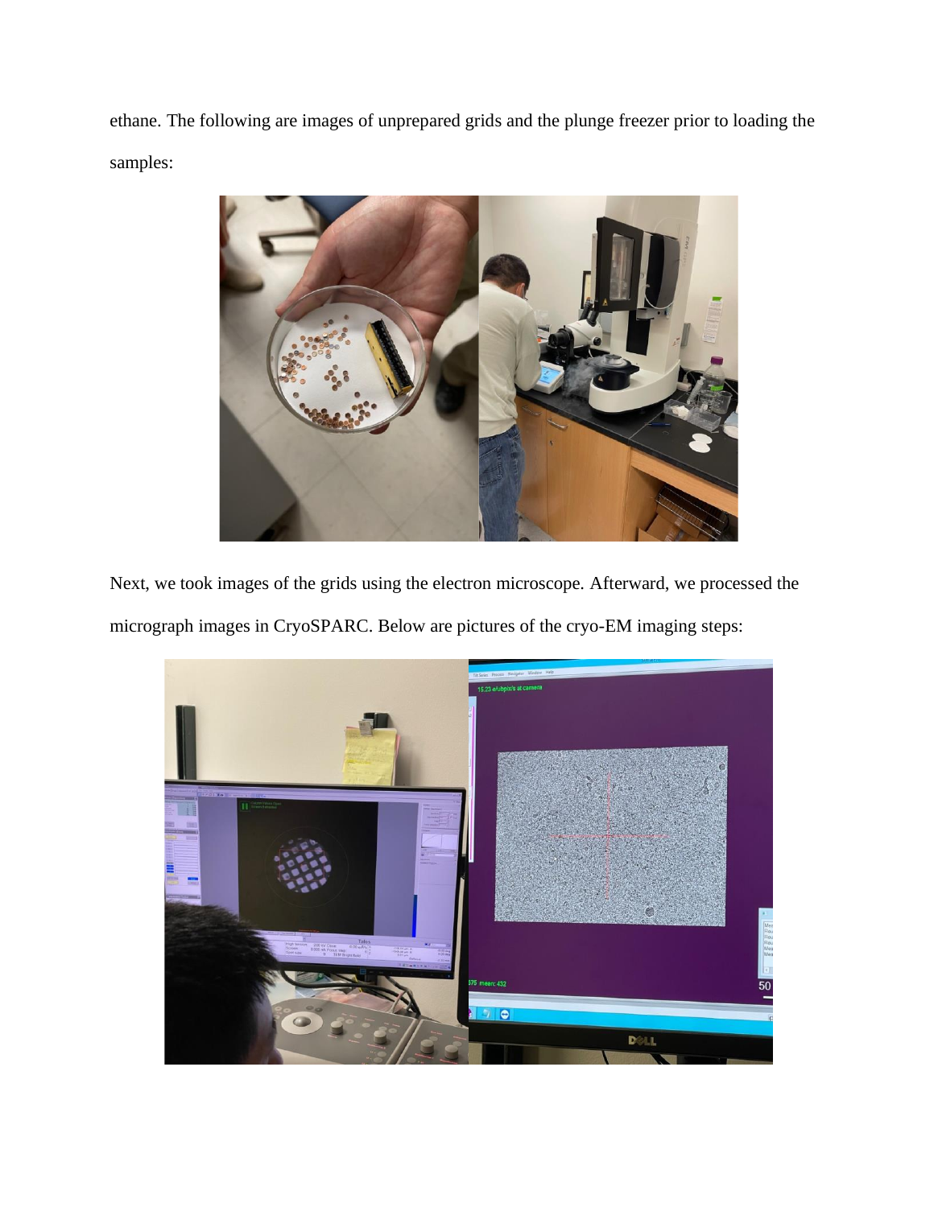ethane. The following are images of unprepared grids and the plunge freezer prior to loading the samples:

Next, we took images of the grids using the electron microscope. Afterward, we processed the micrograph images in CryoSPARC. Below are pictures of the cryo-EM imaging steps: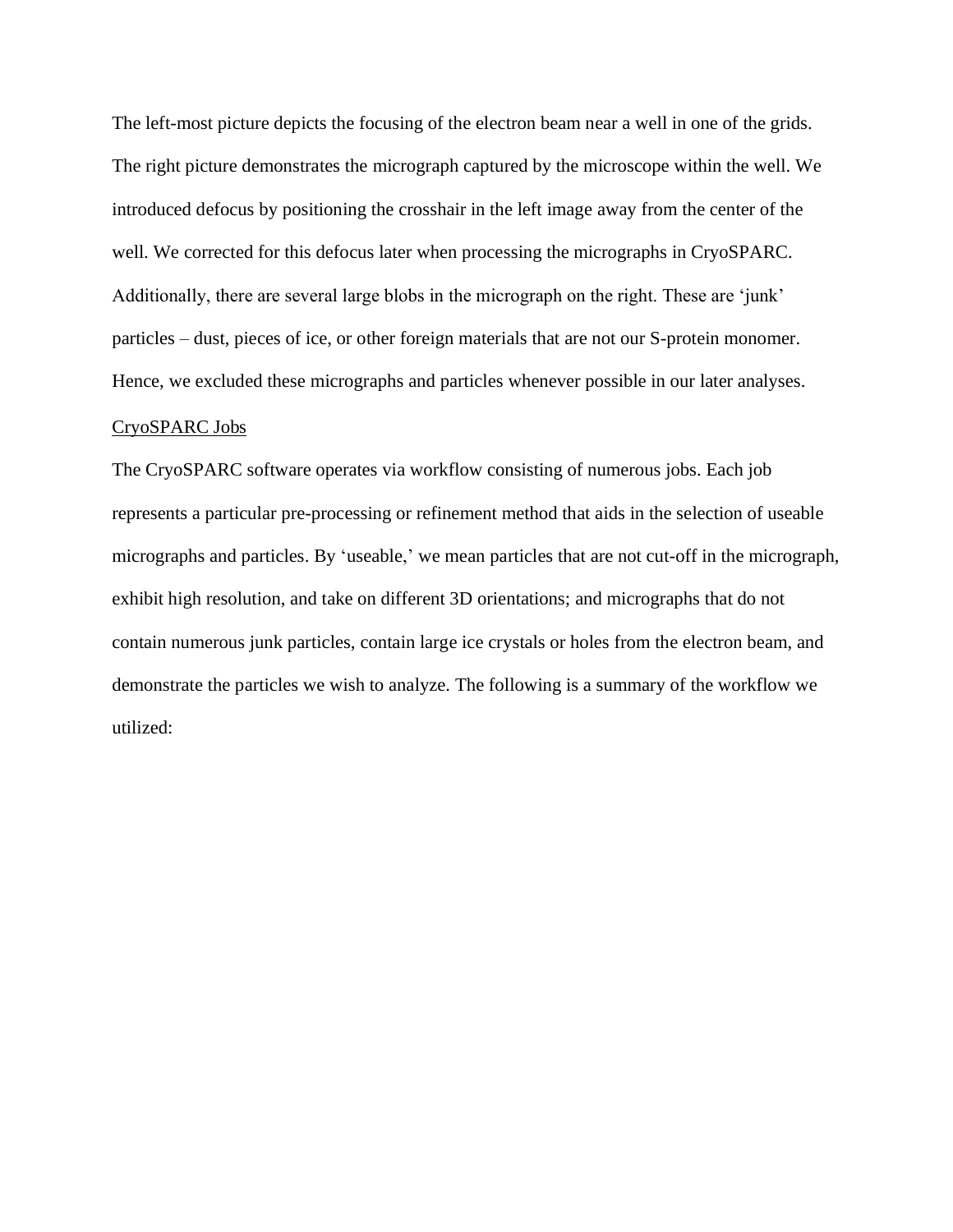The left-most picture depicts the focusing of the electron beam near a well in one of the grids. The right picture demonstrates the micrograph captured by the microscope within the well. We introduced defocus by positioning the crosshair in the left image away from the center of the well. We corrected for this defocus later when processing the micrographs in CryoSPARC. Additionally, there are several large blobs in the micrograph on the right. These are 'junk' particles – dust, pieces of ice, or other foreign materials that are not our S-protein monomer. Hence, we excluded these micrographs and particles whenever possible in our later analyses.

<u>CryoSPARC Jobs</u>

The CryoSPARC software operates via workflow consisting of numerous jobs. Each job represents a particular pre-processing or refinement method that aids in the selection of useable micrographs and particles. By 'useable,' we mean particles that are not cut-off in the micrograph, exhibit high resolution, and take on different 3D orientations; and micrographs that do not contain numerous junk particles, contain large ice crystals or holes from the electron beam, and demonstrate the particles we wish to analyze. The following is a summary of the workflow we utilized: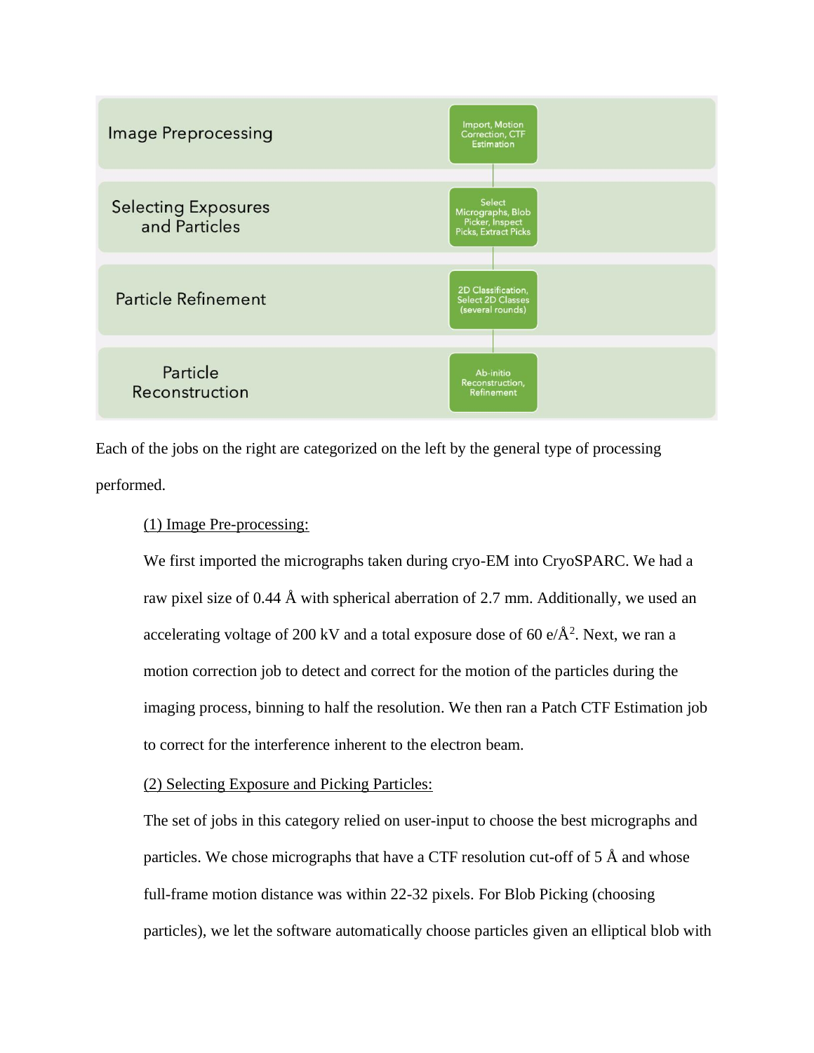| Image Preprocessing | Import, Motion Correction, CTF Estimation |
| --- | --- |
| Selecting Exposures and Particles | Select Micrographs, Blob Picker, Inspect Picks, Extract Picks |
| Particle Refinement | 2D Classification, Select 2D Classes (several rounds) |
| Particle Reconstruction | Ab-initio Reconstruction, Refinement |

Each of the jobs on the right are categorized on the left by the general type of processing performed.

(1) Image Pre-processing:

We first imported the micrographs taken during cryo-EM into CryoSPARC. We had a raw pixel size of 0.44 Å with spherical aberration of 2.7 mm. Additionally, we used an accelerating voltage of 200 kV and a total exposure dose of 60 e/$Å^2$. Next, we ran a motion correction job to detect and correct for the motion of the particles during the imaging process, binning to half the resolution. We then ran a Patch CTF Estimation job to correct for the interference inherent to the electron beam.

(2) Selecting Exposure and Picking Particles:

The set of jobs in this category relied on user-input to choose the best micrographs and particles. We chose micrographs that have a CTF resolution cut-off of 5 Å and whose full-frame motion distance was within 22-32 pixels. For Blob Picking (choosing particles), we let the software automatically choose particles given an elliptical blob with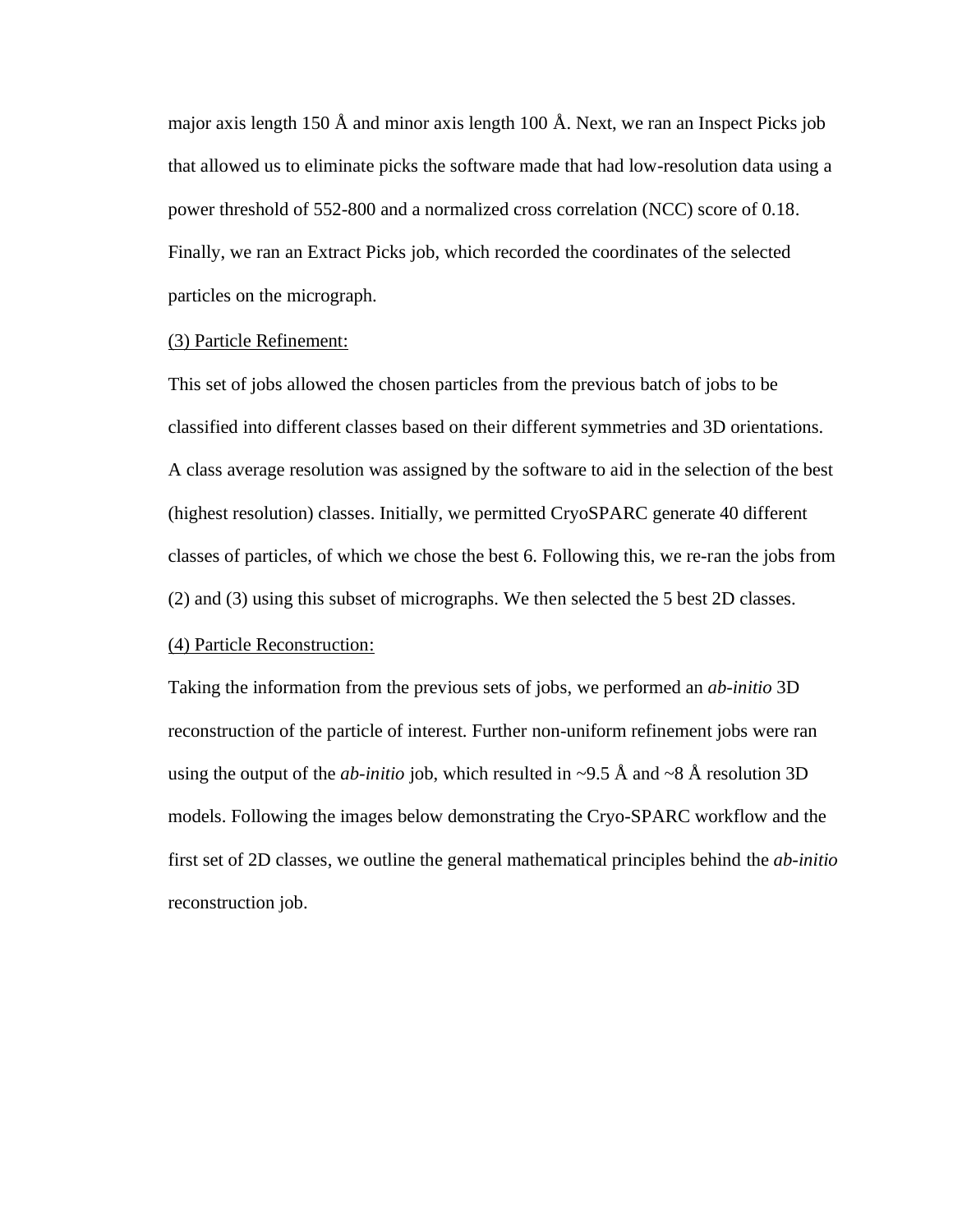major axis length 150 Å and minor axis length 100 Å. Next, we ran an Inspect Picks job that allowed us to eliminate picks the software made that had low-resolution data using a power threshold of 552-800 and a normalized cross correlation (NCC) score of 0.18. Finally, we ran an Extract Picks job, which recorded the coordinates of the selected particles on the micrograph.

<u>(3) Particle Refinement:</u>

This set of jobs allowed the chosen particles from the previous batch of jobs to be classified into different classes based on their different symmetries and 3D orientations. A class average resolution was assigned by the software to aid in the selection of the best (highest resolution) classes. Initially, we permitted CryoSPARC generate 40 different classes of particles, of which we chose the best 6. Following this, we re-ran the jobs from (2) and (3) using this subset of micrographs. We then selected the 5 best 2D classes.

<u>(4) Particle Reconstruction:</u>

Taking the information from the previous sets of jobs, we performed an *ab-initio* 3D reconstruction of the particle of interest. Further non-uniform refinement jobs were ran using the output of the *ab-initio* job, which resulted in ~9.5 Å and ~8 Å resolution 3D models. Following the images below demonstrating the Cryo-SPARC workflow and the first set of 2D classes, we outline the general mathematical principles behind the *ab-initio* reconstruction job.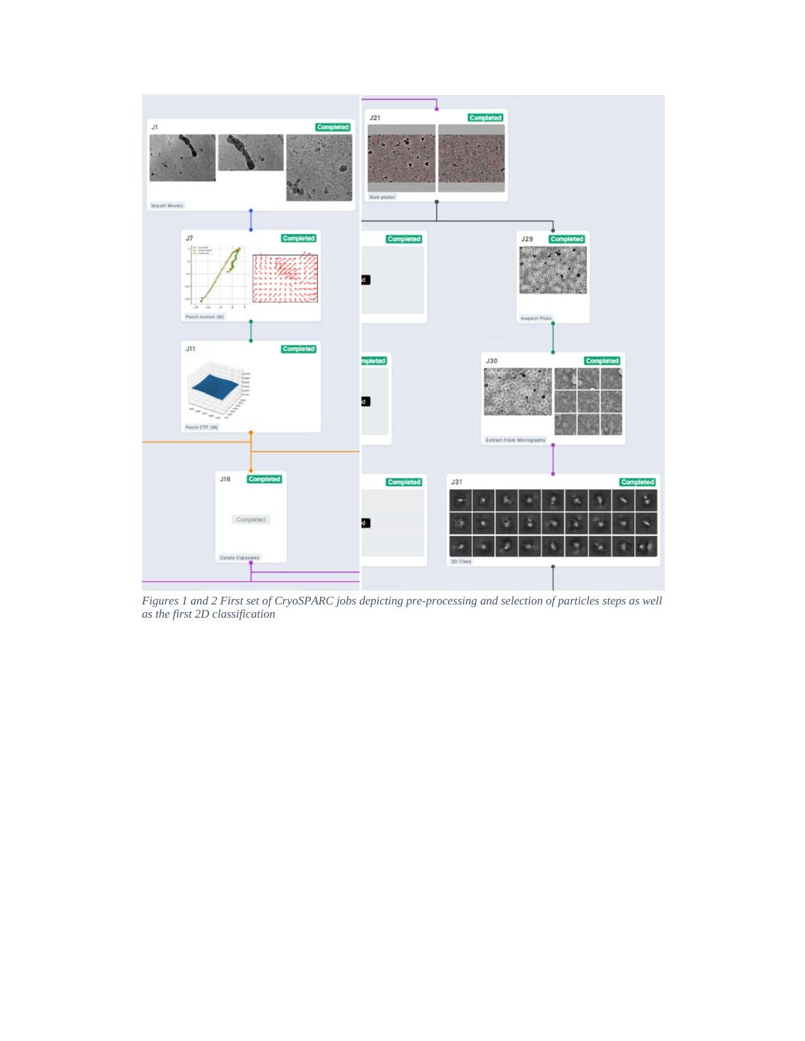*Figures 1 and 2 First set of CryoSPARC jobs depicting pre-processing and selection of particles steps as well as the first 2D classification*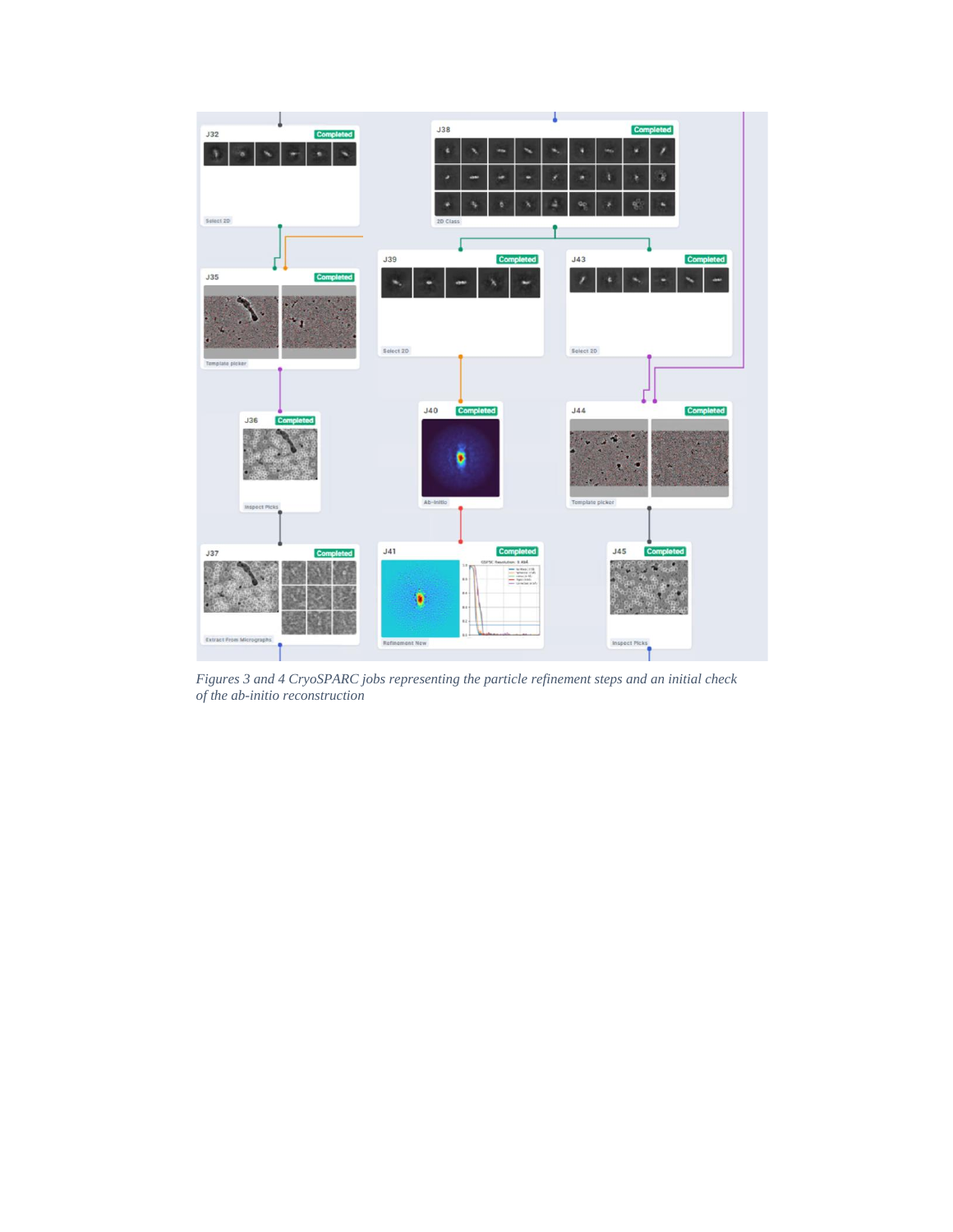*Figures 3 and 4 CryoSPARC jobs representing the particle refinement steps and an initial check of the ab-initio reconstruction*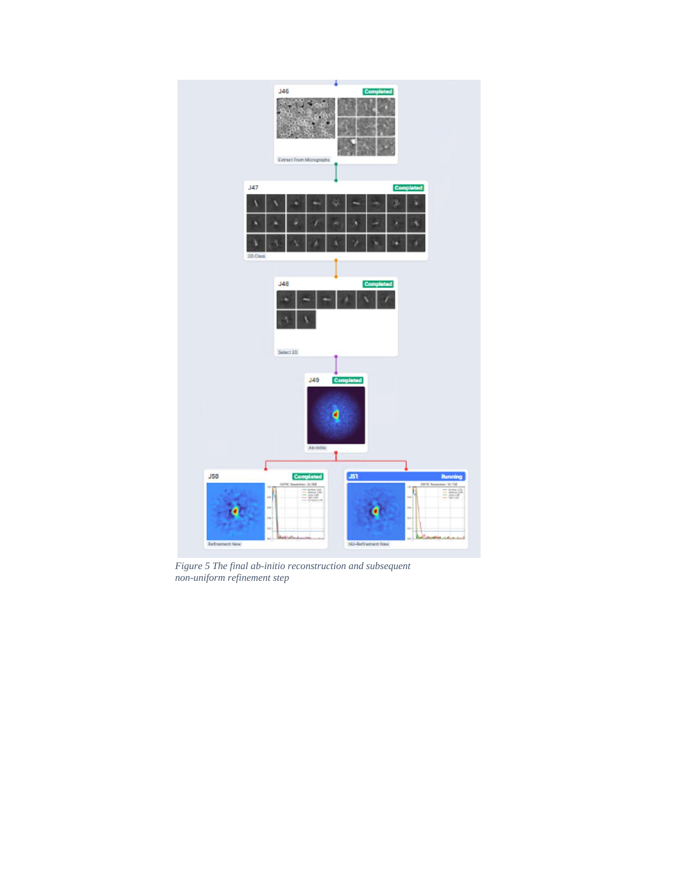*Figure 5 The final ab-initio reconstruction and subsequent non-uniform refinement step*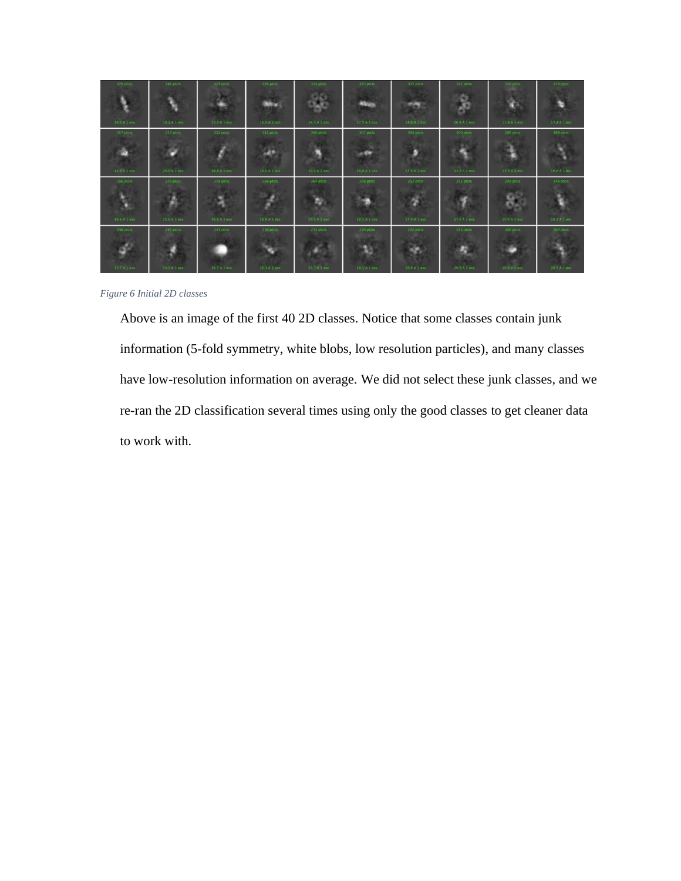*Figure 6 Initial 2D classes*

Above is an image of the first 40 2D classes. Notice that some classes contain junk information (5-fold symmetry, white blobs, low resolution particles), and many classes have low-resolution information on average. We did not select these junk classes, and we re-ran the 2D classification several times using only the good classes to get cleaner data to work with.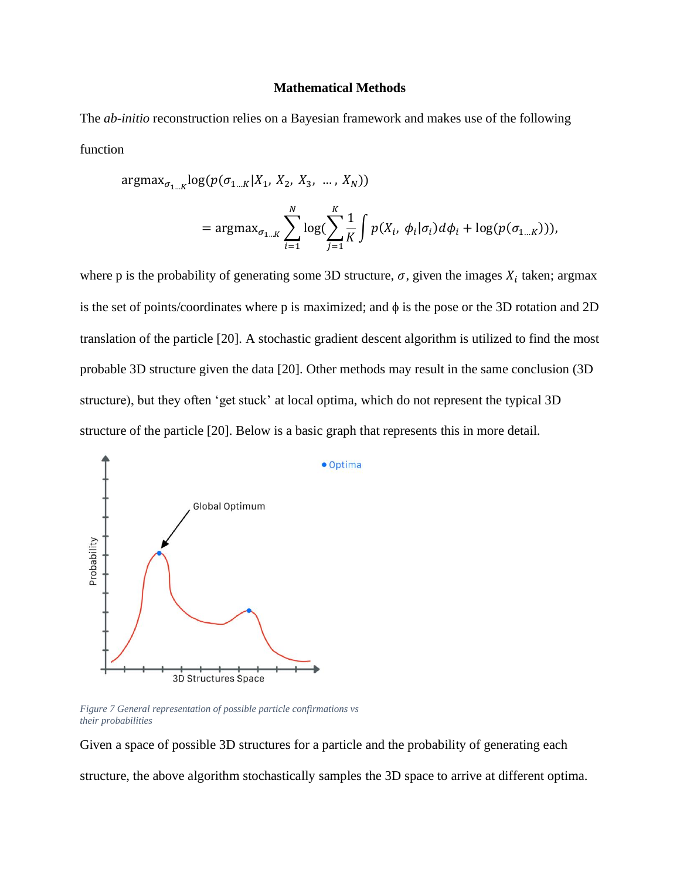### Mathematical Methods

The *ab-initio* reconstruction relies on a Bayesian framework and makes use of the following function

$$\text{argmax}_{\sigma_{1...K}} \log(p(\sigma_{1...K}|X_1, X_2, X_3, \ldots, X_N))$$

$$= \text{argmax}_{\sigma_{1...K}} \sum_{i=1}^{N} \log\left(\sum_{j=1}^{K} \frac{1}{K} \int p(X_i, \phi_i|\sigma_i) d\phi_i + \log(p(\sigma_{1...K}))\right),$$

where p is the probability of generating some 3D structure, $\sigma$, given the images $X_i$ taken; argmax is the set of points/coordinates where p is maximized; and $\phi$ is the pose or the 3D rotation and 2D translation of the particle [20]. A stochastic gradient descent algorithm is utilized to find the most probable 3D structure given the data [20]. Other methods may result in the same conclusion (3D structure), but they often 'get stuck' at local optima, which do not represent the typical 3D structure of the particle [20]. Below is a basic graph that represents this in more detail.

*Figure 7 General representation of possible particle confirmations vs their probabilities*

Given a space of possible 3D structures for a particle and the probability of generating each structure, the above algorithm stochastically samples the 3D space to arrive at different optima.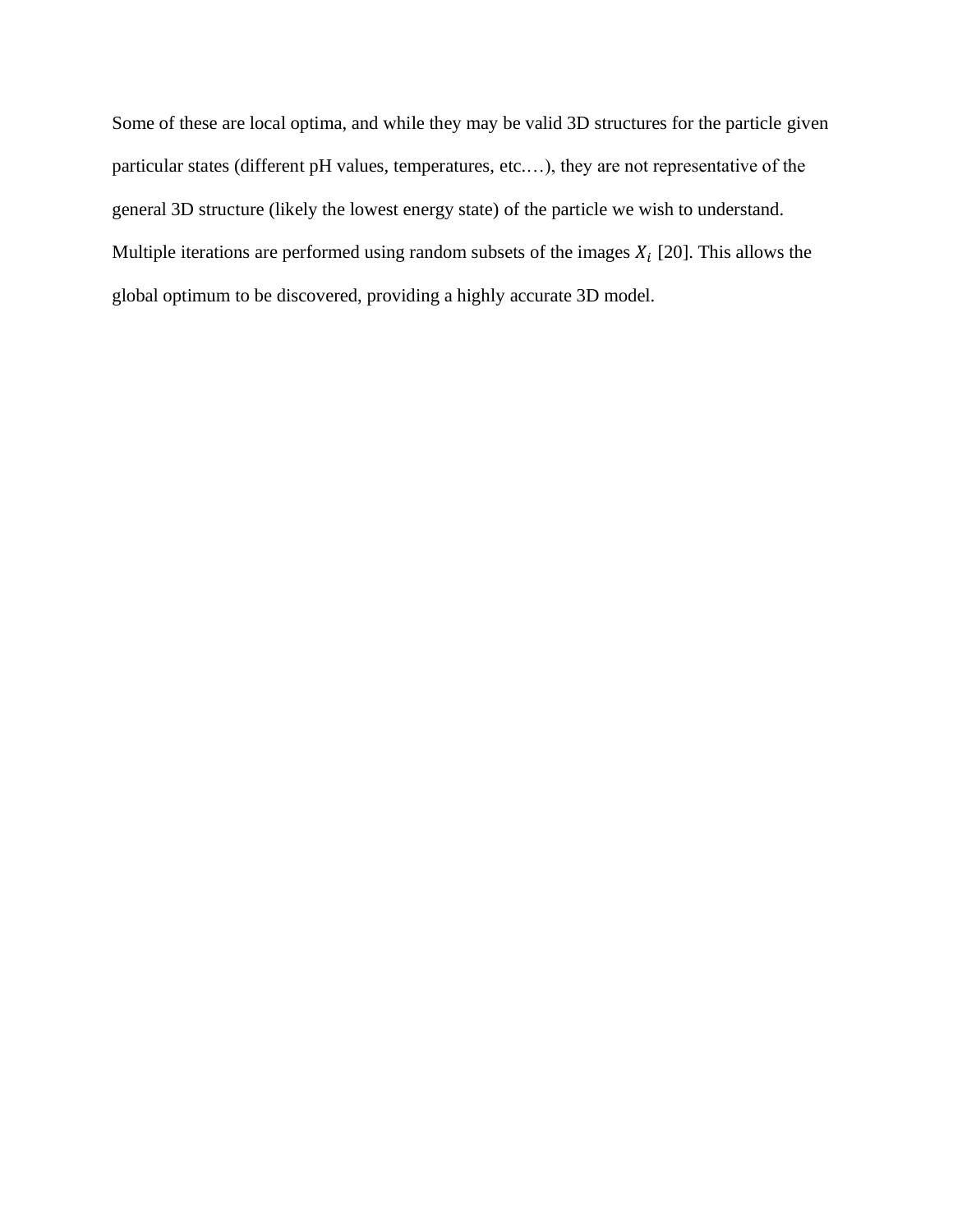Some of these are local optima, and while they may be valid 3D structures for the particle given particular states (different pH values, temperatures, etc.…), they are not representative of the general 3D structure (likely the lowest energy state) of the particle we wish to understand. Multiple iterations are performed using random subsets of the images $X_i$ [20]. This allows the global optimum to be discovered, providing a highly accurate 3D model.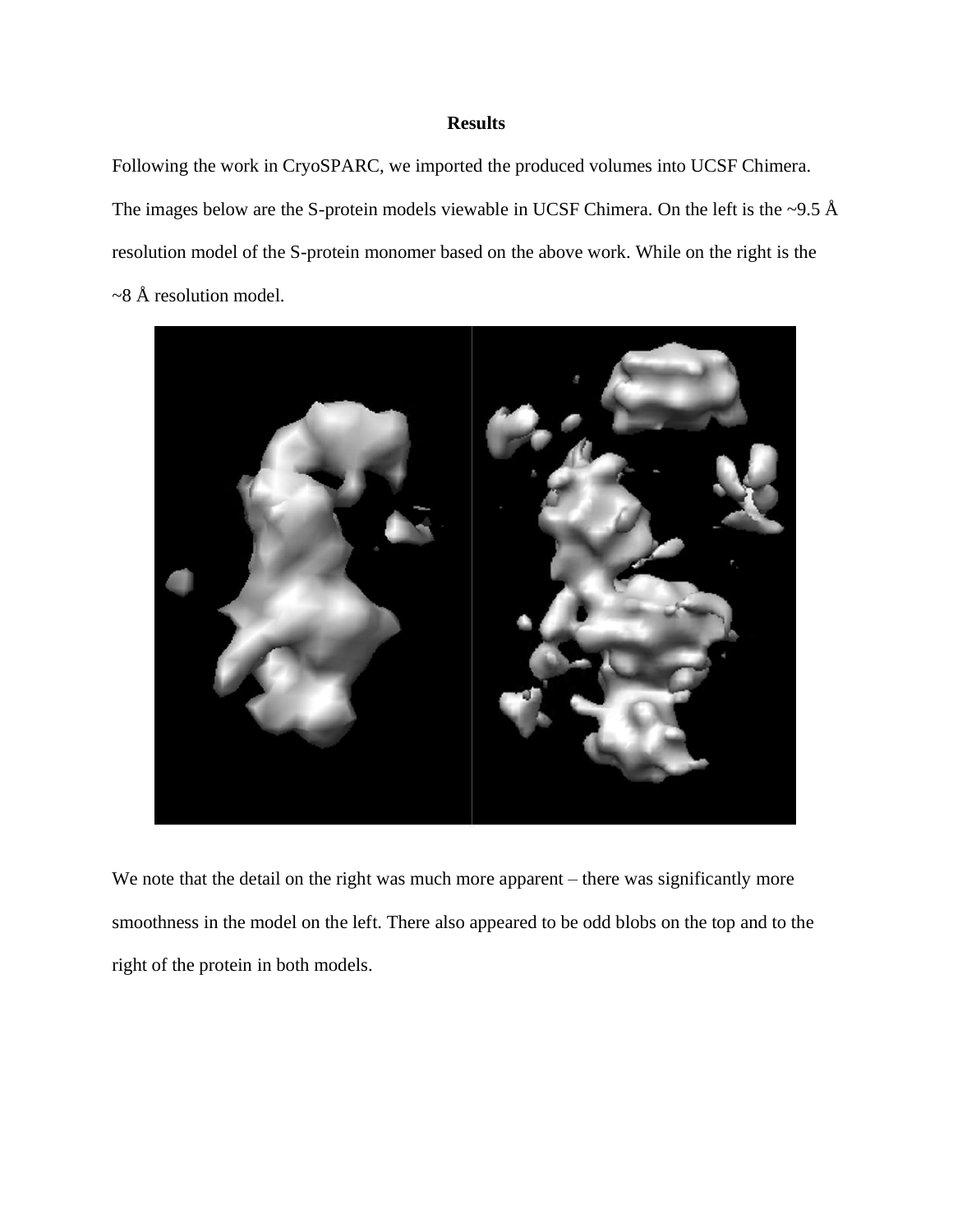# Results

Following the work in CryoSPARC, we imported the produced volumes into UCSF Chimera. The images below are the S-protein models viewable in UCSF Chimera. On the left is the ~9.5 Å resolution model of the S-protein monomer based on the above work. While on the right is the ~8 Å resolution model.

We note that the detail on the right was much more apparent – there was significantly more smoothness in the model on the left. There also appeared to be odd blobs on the top and to the right of the protein in both models.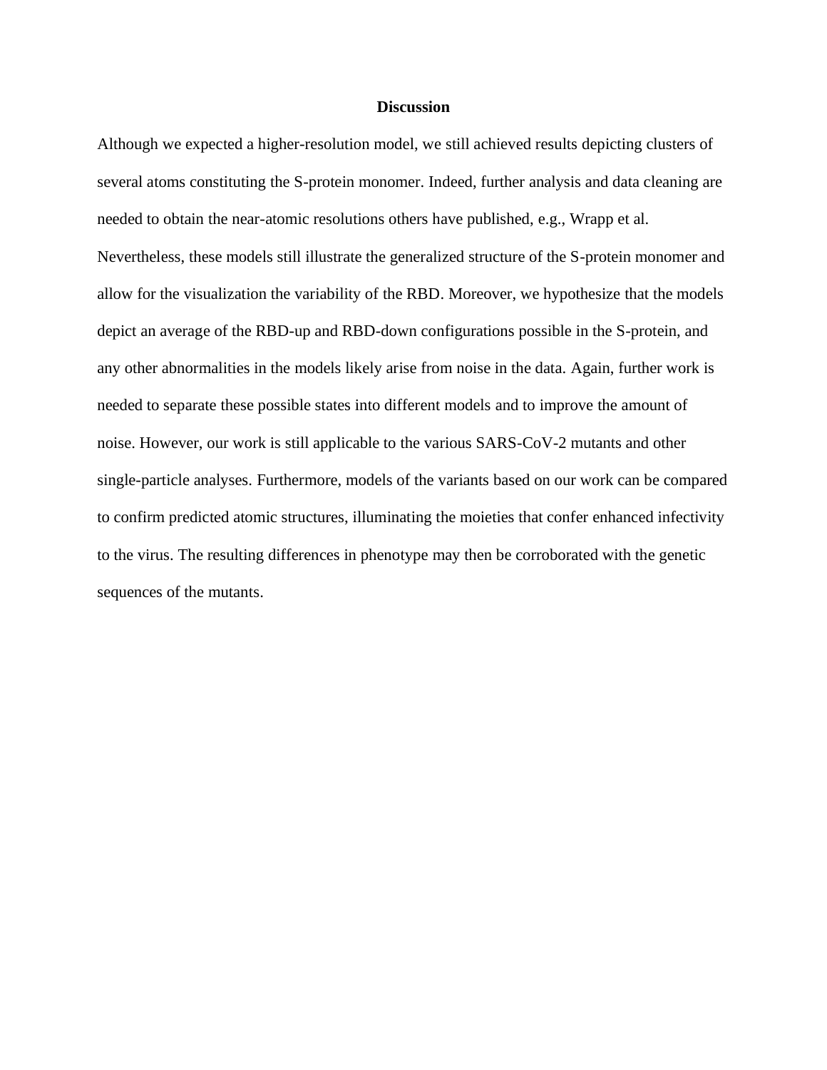## Discussion

Although we expected a higher-resolution model, we still achieved results depicting clusters of several atoms constituting the S-protein monomer. Indeed, further analysis and data cleaning are needed to obtain the near-atomic resolutions others have published, e.g., Wrapp et al. Nevertheless, these models still illustrate the generalized structure of the S-protein monomer and allow for the visualization the variability of the RBD. Moreover, we hypothesize that the models depict an average of the RBD-up and RBD-down configurations possible in the S-protein, and any other abnormalities in the models likely arise from noise in the data. Again, further work is needed to separate these possible states into different models and to improve the amount of noise. However, our work is still applicable to the various SARS-CoV-2 mutants and other single-particle analyses. Furthermore, models of the variants based on our work can be compared to confirm predicted atomic structures, illuminating the moieties that confer enhanced infectivity to the virus. The resulting differences in phenotype may then be corroborated with the genetic sequences of the mutants.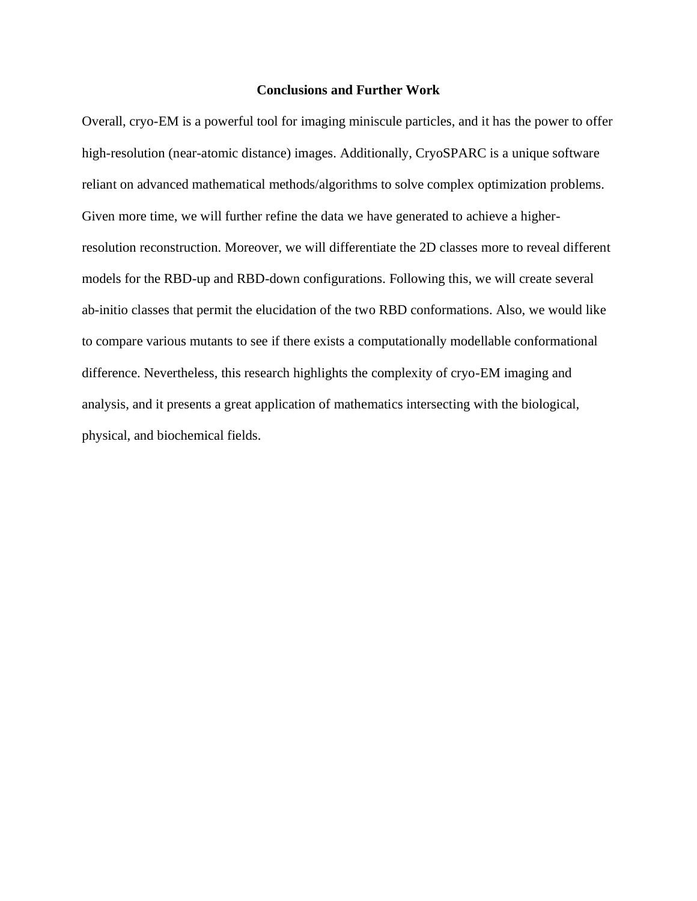## Conclusions and Further Work

Overall, cryo-EM is a powerful tool for imaging miniscule particles, and it has the power to offer high-resolution (near-atomic distance) images. Additionally, CryoSPARC is a unique software reliant on advanced mathematical methods/algorithms to solve complex optimization problems. Given more time, we will further refine the data we have generated to achieve a higher-resolution reconstruction. Moreover, we will differentiate the 2D classes more to reveal different models for the RBD-up and RBD-down configurations. Following this, we will create several ab-initio classes that permit the elucidation of the two RBD conformations. Also, we would like to compare various mutants to see if there exists a computationally modellable conformational difference. Nevertheless, this research highlights the complexity of cryo-EM imaging and analysis, and it presents a great application of mathematics intersecting with the biological, physical, and biochemical fields.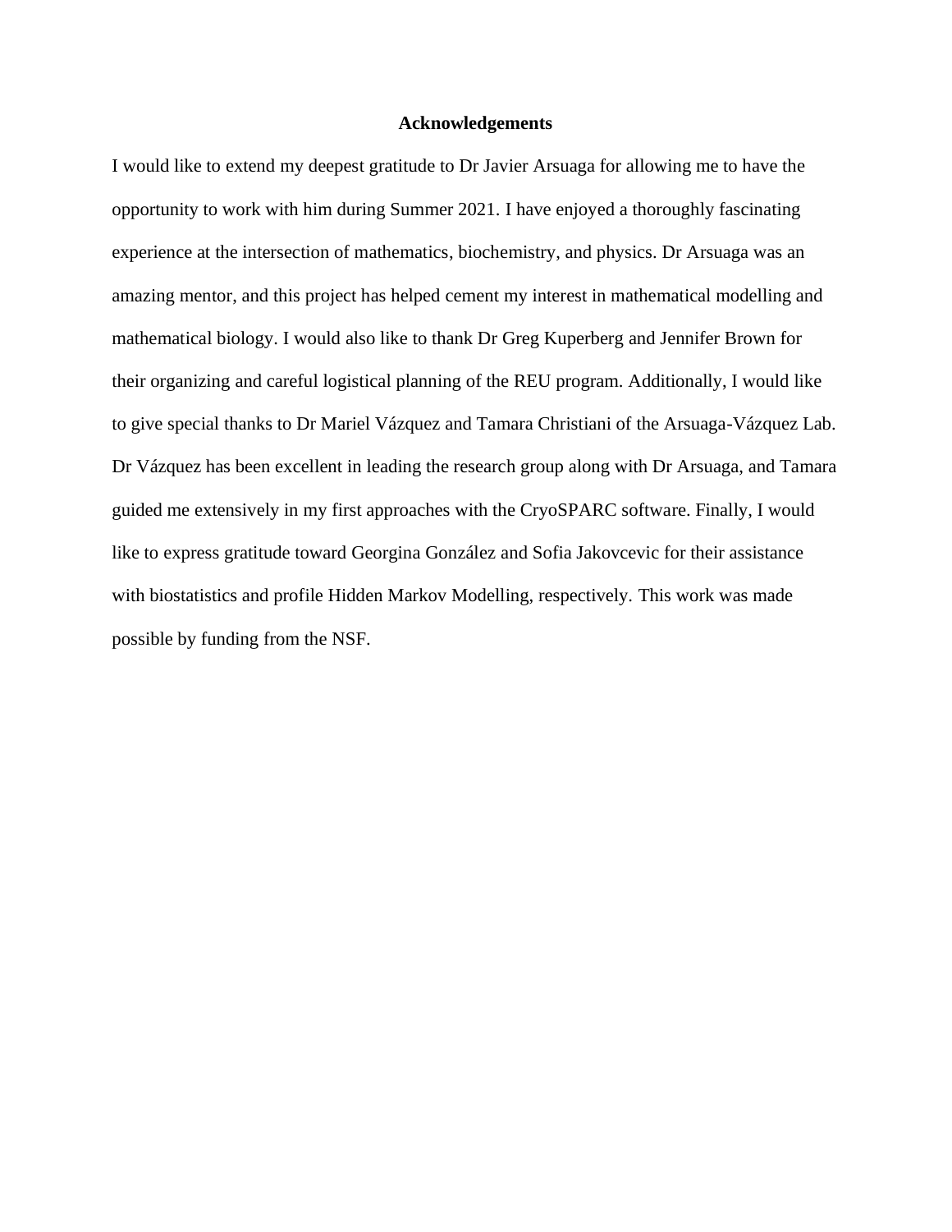## Acknowledgements

I would like to extend my deepest gratitude to Dr Javier Arsuaga for allowing me to have the opportunity to work with him during Summer 2021. I have enjoyed a thoroughly fascinating experience at the intersection of mathematics, biochemistry, and physics. Dr Arsuaga was an amazing mentor, and this project has helped cement my interest in mathematical modelling and mathematical biology. I would also like to thank Dr Greg Kuperberg and Jennifer Brown for their organizing and careful logistical planning of the REU program. Additionally, I would like to give special thanks to Dr Mariel Vázquez and Tamara Christiani of the Arsuaga-Vázquez Lab. Dr Vázquez has been excellent in leading the research group along with Dr Arsuaga, and Tamara guided me extensively in my first approaches with the CryoSPARC software. Finally, I would like to express gratitude toward Georgina González and Sofia Jakovcevic for their assistance with biostatistics and profile Hidden Markov Modelling, respectively. This work was made possible by funding from the NSF.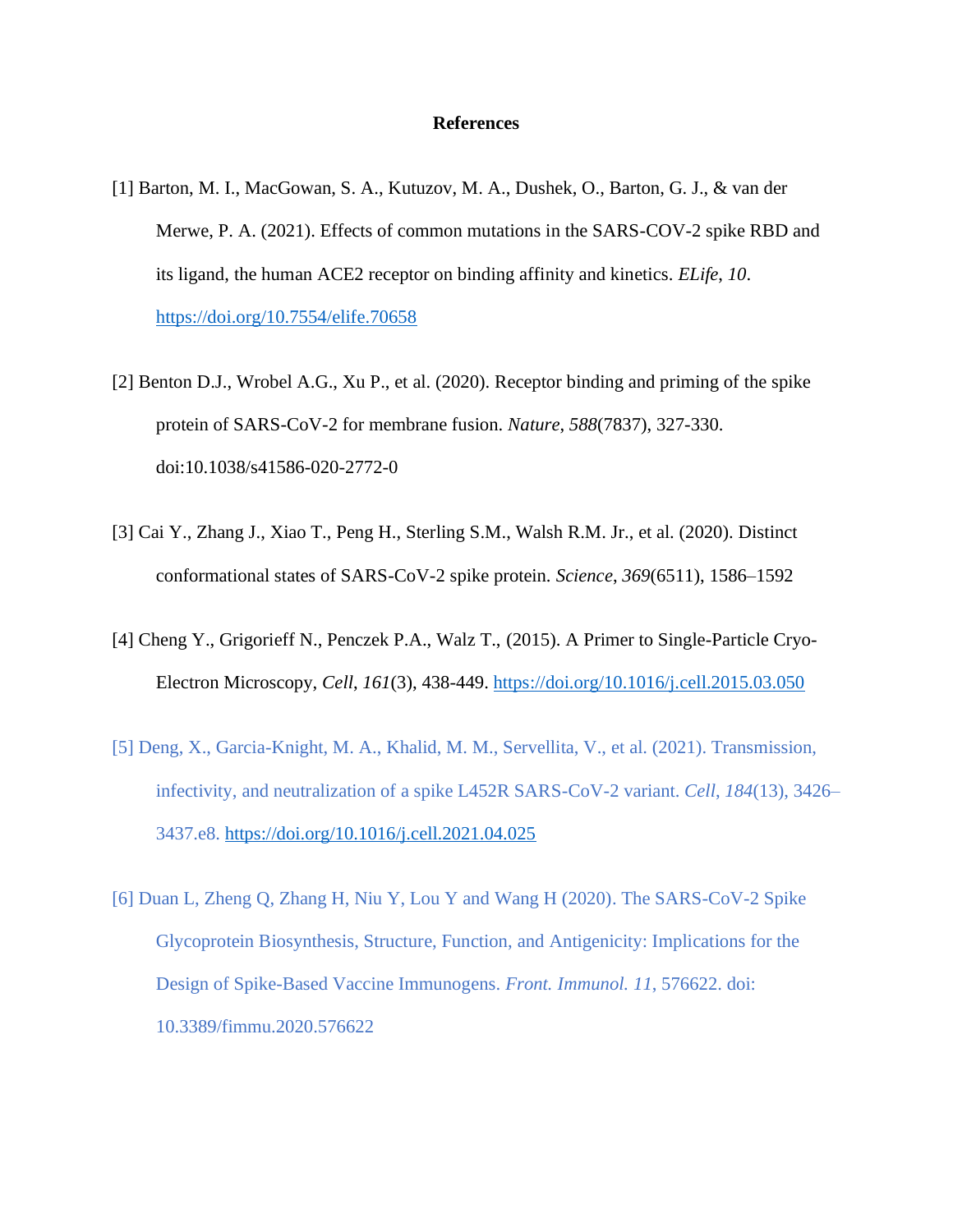## References

[1] Barton, M. I., MacGowan, S. A., Kutuzov, M. A., Dushek, O., Barton, G. J., & van der Merwe, P. A. (2021). Effects of common mutations in the SARS-COV-2 spike RBD and its ligand, the human ACE2 receptor on binding affinity and kinetics. *ELife*, *10*. https://doi.org/10.7554/elife.70658

[2] Benton D.J., Wrobel A.G., Xu P., et al. (2020). Receptor binding and priming of the spike protein of SARS-CoV-2 for membrane fusion. *Nature*, *588*(7837), 327-330. doi:10.1038/s41586-020-2772-0

[3] Cai Y., Zhang J., Xiao T., Peng H., Sterling S.M., Walsh R.M. Jr., et al. (2020). Distinct conformational states of SARS-CoV-2 spike protein. *Science, 369*(6511), 1586–1592

[4] Cheng Y., Grigorieff N., Penczek P.A., Walz T., (2015). A Primer to Single-Particle Cryo-Electron Microscopy, *Cell*, *161*(3), 438-449. https://doi.org/10.1016/j.cell.2015.03.050

[5] Deng, X., Garcia-Knight, M. A., Khalid, M. M., Servellita, V., et al. (2021). Transmission, infectivity, and neutralization of a spike L452R SARS-CoV-2 variant. *Cell*, *184*(13), 3426–3437.e8. https://doi.org/10.1016/j.cell.2021.04.025

[6] Duan L, Zheng Q, Zhang H, Niu Y, Lou Y and Wang H (2020). The SARS-CoV-2 Spike Glycoprotein Biosynthesis, Structure, Function, and Antigenicity: Implications for the Design of Spike-Based Vaccine Immunogens. *Front. Immunol. 11*, 576622. doi: 10.3389/fimmu.2020.576622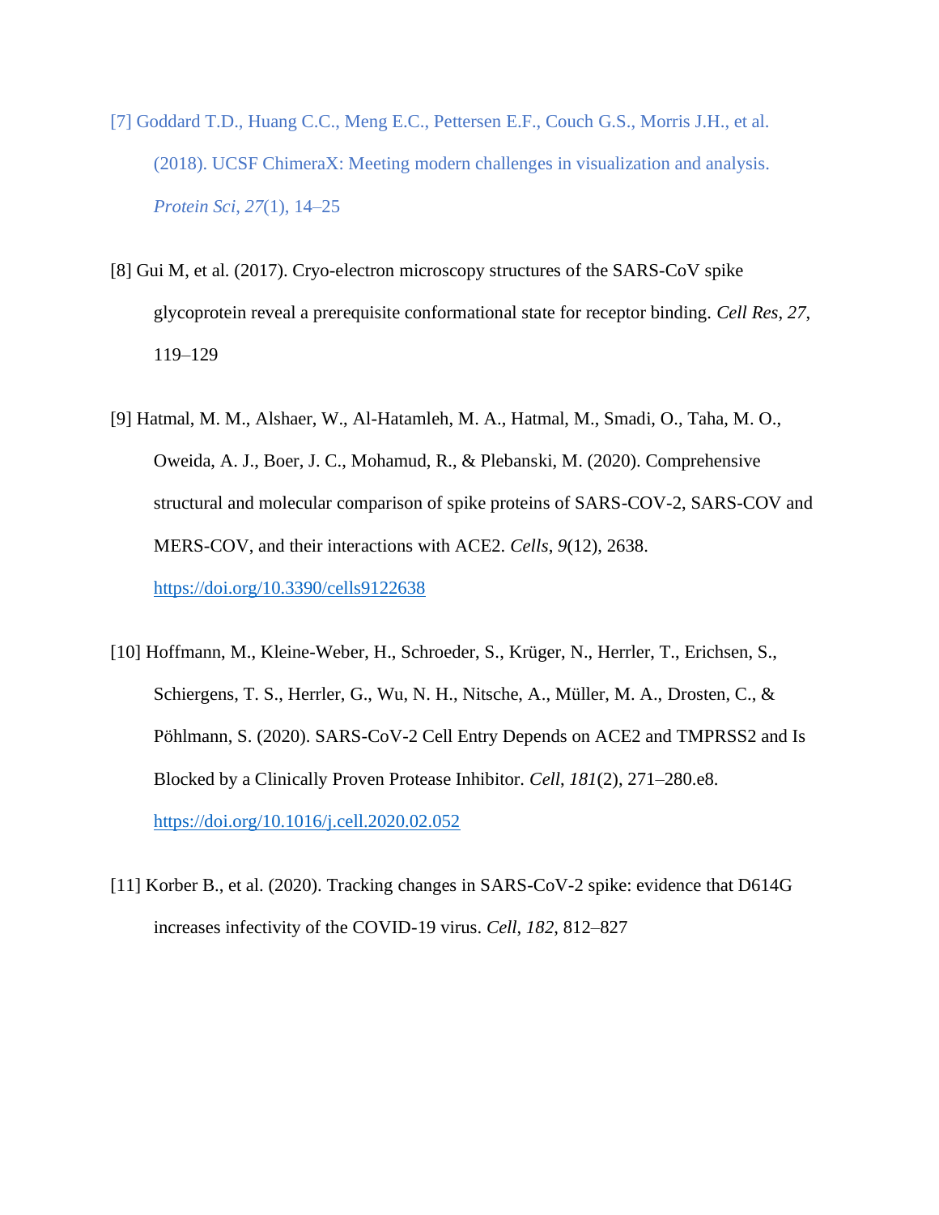[7] Goddard T.D., Huang C.C., Meng E.C., Pettersen E.F., Couch G.S., Morris J.H., et al. (2018). UCSF ChimeraX: Meeting modern challenges in visualization and analysis. *Protein Sci*, *27*(1), 14–25

[8] Gui M, et al. (2017). Cryo-electron microscopy structures of the SARS-CoV spike glycoprotein reveal a prerequisite conformational state for receptor binding. *Cell Res*, *27*, 119–129

[9] Hatmal, M. M., Alshaer, W., Al-Hatamleh, M. A., Hatmal, M., Smadi, O., Taha, M. O., Oweida, A. J., Boer, J. C., Mohamud, R., & Plebanski, M. (2020). Comprehensive structural and molecular comparison of spike proteins of SARS-COV-2, SARS-COV and MERS-COV, and their interactions with ACE2. *Cells*, *9*(12), 2638. https://doi.org/10.3390/cells9122638

[10] Hoffmann, M., Kleine-Weber, H., Schroeder, S., Krüger, N., Herrler, T., Erichsen, S., Schiergens, T. S., Herrler, G., Wu, N. H., Nitsche, A., Müller, M. A., Drosten, C., & Pöhlmann, S. (2020). SARS-CoV-2 Cell Entry Depends on ACE2 and TMPRSS2 and Is Blocked by a Clinically Proven Protease Inhibitor. *Cell*, *181*(2), 271–280.e8. https://doi.org/10.1016/j.cell.2020.02.052

[11] Korber B., et al. (2020). Tracking changes in SARS-CoV-2 spike: evidence that D614G increases infectivity of the COVID-19 virus. *Cell*, *182*, 812–827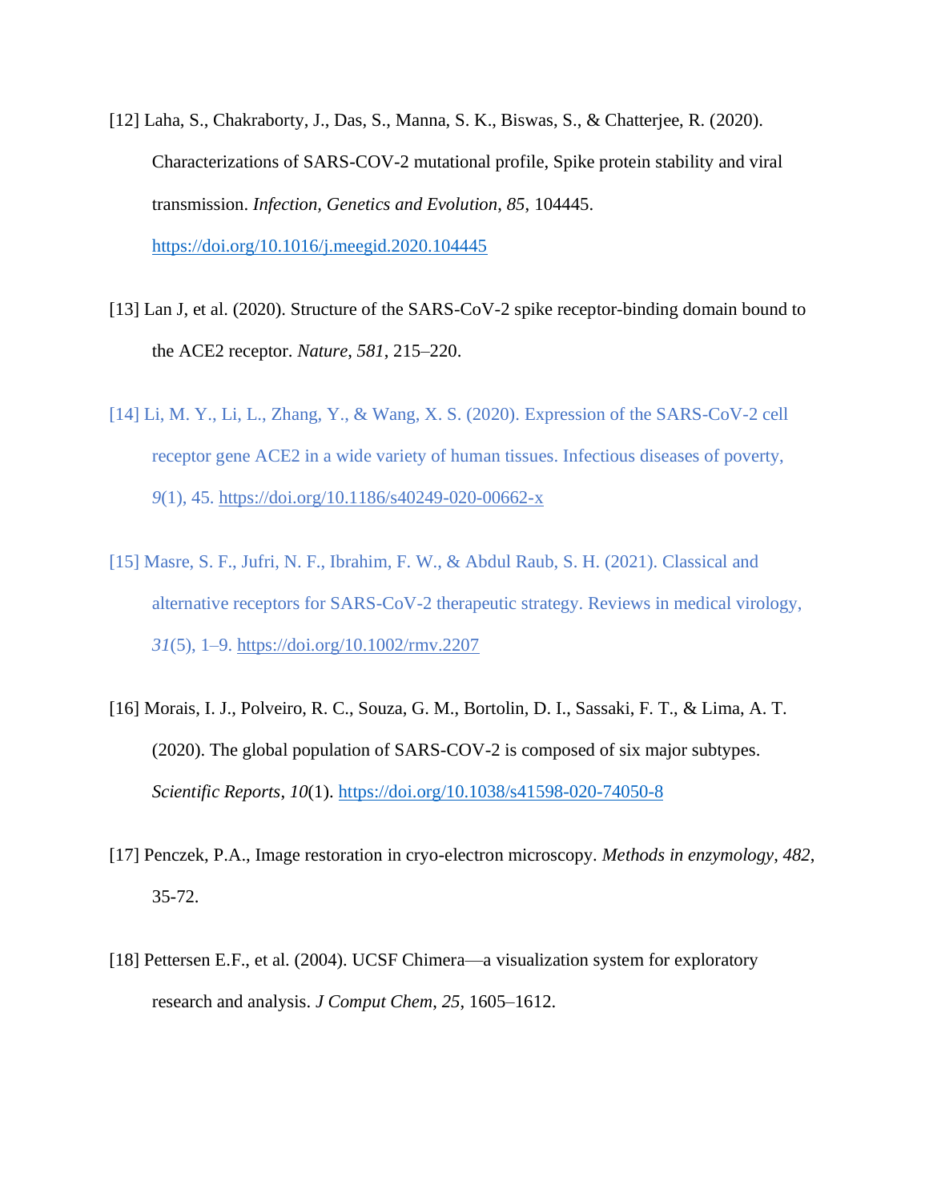[12] Laha, S., Chakraborty, J., Das, S., Manna, S. K., Biswas, S., & Chatterjee, R. (2020). Characterizations of SARS-COV-2 mutational profile, Spike protein stability and viral transmission. *Infection, Genetics and Evolution*, *85*, 104445. https://doi.org/10.1016/j.meegid.2020.104445

[13] Lan J, et al. (2020). Structure of the SARS-CoV-2 spike receptor-binding domain bound to the ACE2 receptor. *Nature*, *581*, 215–220.

[14] Li, M. Y., Li, L., Zhang, Y., & Wang, X. S. (2020). Expression of the SARS-CoV-2 cell receptor gene ACE2 in a wide variety of human tissues. Infectious diseases of poverty, *9*(1), 45. https://doi.org/10.1186/s40249-020-00662-x

[15] Masre, S. F., Jufri, N. F., Ibrahim, F. W., & Abdul Raub, S. H. (2021). Classical and alternative receptors for SARS-CoV-2 therapeutic strategy. Reviews in medical virology, *31*(5), 1–9. https://doi.org/10.1002/rmv.2207

[16] Morais, I. J., Polveiro, R. C., Souza, G. M., Bortolin, D. I., Sassaki, F. T., & Lima, A. T. (2020). The global population of SARS-COV-2 is composed of six major subtypes. *Scientific Reports*, *10*(1). https://doi.org/10.1038/s41598-020-74050-8

[17] Penczek, P.A., Image restoration in cryo-electron microscopy. *Methods in enzymology*, *482*, 35-72.

[18] Pettersen E.F., et al. (2004). UCSF Chimera—a visualization system for exploratory research and analysis. *J Comput Chem*, *25*, 1605–1612.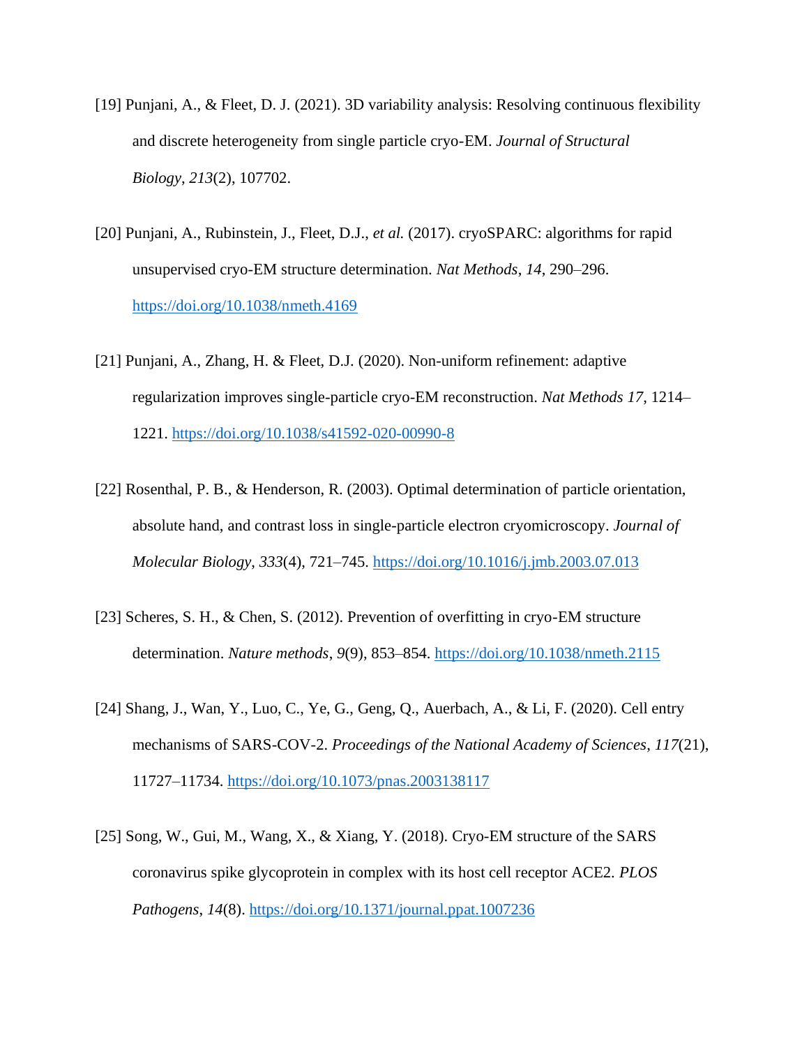[19] Punjani, A., & Fleet, D. J. (2021). 3D variability analysis: Resolving continuous flexibility and discrete heterogeneity from single particle cryo-EM. *Journal of Structural Biology*, *213*(2), 107702.

[20] Punjani, A., Rubinstein, J., Fleet, D.J., *et al.* (2017). cryoSPARC: algorithms for rapid unsupervised cryo-EM structure determination. *Nat Methods*, *14*, 290–296. https://doi.org/10.1038/nmeth.4169

[21] Punjani, A., Zhang, H. & Fleet, D.J. (2020). Non-uniform refinement: adaptive regularization improves single-particle cryo-EM reconstruction. *Nat Methods 17*, 1214–1221. https://doi.org/10.1038/s41592-020-00990-8

[22] Rosenthal, P. B., & Henderson, R. (2003). Optimal determination of particle orientation, absolute hand, and contrast loss in single-particle electron cryomicroscopy. *Journal of Molecular Biology*, *333*(4), 721–745. https://doi.org/10.1016/j.jmb.2003.07.013

[23] Scheres, S. H., & Chen, S. (2012). Prevention of overfitting in cryo-EM structure determination. *Nature methods*, *9*(9), 853–854. https://doi.org/10.1038/nmeth.2115

[24] Shang, J., Wan, Y., Luo, C., Ye, G., Geng, Q., Auerbach, A., & Li, F. (2020). Cell entry mechanisms of SARS-COV-2. *Proceedings of the National Academy of Sciences*, *117*(21), 11727–11734. https://doi.org/10.1073/pnas.2003138117

[25] Song, W., Gui, M., Wang, X., & Xiang, Y. (2018). Cryo-EM structure of the SARS coronavirus spike glycoprotein in complex with its host cell receptor ACE2. *PLOS Pathogens*, *14*(8). https://doi.org/10.1371/journal.ppat.1007236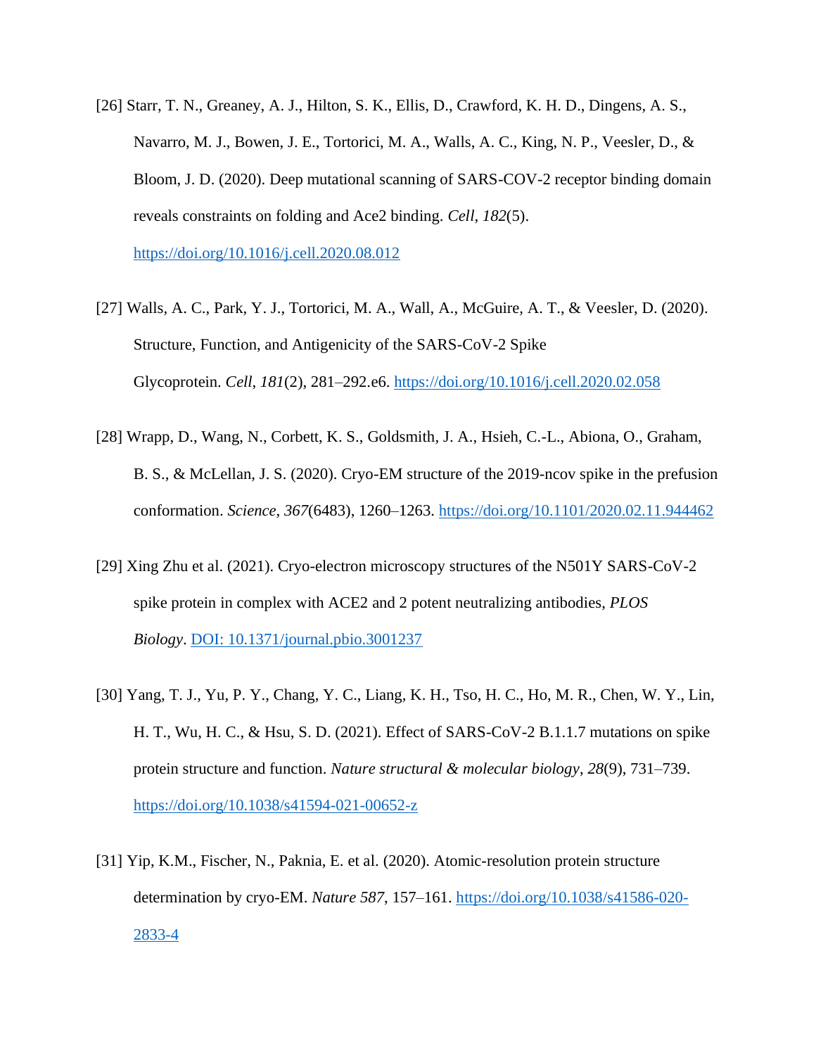[26] Starr, T. N., Greaney, A. J., Hilton, S. K., Ellis, D., Crawford, K. H. D., Dingens, A. S., Navarro, M. J., Bowen, J. E., Tortorici, M. A., Walls, A. C., King, N. P., Veesler, D., & Bloom, J. D. (2020). Deep mutational scanning of SARS-COV-2 receptor binding domain reveals constraints on folding and Ace2 binding. *Cell*, *182*(5). https://doi.org/10.1016/j.cell.2020.08.012

[27] Walls, A. C., Park, Y. J., Tortorici, M. A., Wall, A., McGuire, A. T., & Veesler, D. (2020). Structure, Function, and Antigenicity of the SARS-CoV-2 Spike Glycoprotein. *Cell*, *181*(2), 281–292.e6. https://doi.org/10.1016/j.cell.2020.02.058

[28] Wrapp, D., Wang, N., Corbett, K. S., Goldsmith, J. A., Hsieh, C.-L., Abiona, O., Graham, B. S., & McLellan, J. S. (2020). Cryo-EM structure of the 2019-ncov spike in the prefusion conformation. *Science*, *367*(6483), 1260–1263. https://doi.org/10.1101/2020.02.11.944462

[29] Xing Zhu et al. (2021). Cryo-electron microscopy structures of the N501Y SARS-CoV-2 spike protein in complex with ACE2 and 2 potent neutralizing antibodies, *PLOS Biology*. DOI: 10.1371/journal.pbio.3001237

[30] Yang, T. J., Yu, P. Y., Chang, Y. C., Liang, K. H., Tso, H. C., Ho, M. R., Chen, W. Y., Lin, H. T., Wu, H. C., & Hsu, S. D. (2021). Effect of SARS-CoV-2 B.1.1.7 mutations on spike protein structure and function. *Nature structural & molecular biology*, *28*(9), 731–739. https://doi.org/10.1038/s41594-021-00652-z

[31] Yip, K.M., Fischer, N., Paknia, E. et al. (2020). Atomic-resolution protein structure determination by cryo-EM. *Nature 587*, 157–161. https://doi.org/10.1038/s41586-020-2833-4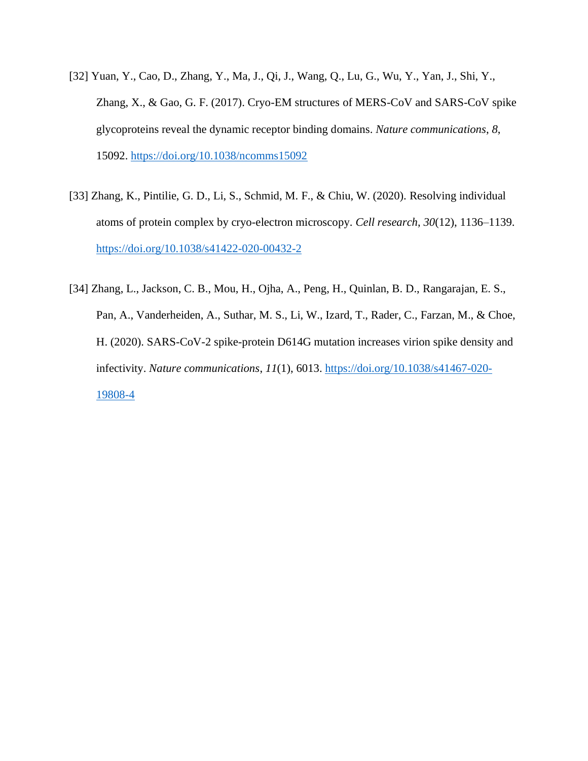[32] Yuan, Y., Cao, D., Zhang, Y., Ma, J., Qi, J., Wang, Q., Lu, G., Wu, Y., Yan, J., Shi, Y., Zhang, X., & Gao, G. F. (2017). Cryo-EM structures of MERS-CoV and SARS-CoV spike glycoproteins reveal the dynamic receptor binding domains. *Nature communications*, *8*, 15092. https://doi.org/10.1038/ncomms15092

[33] Zhang, K., Pintilie, G. D., Li, S., Schmid, M. F., & Chiu, W. (2020). Resolving individual atoms of protein complex by cryo-electron microscopy. *Cell research*, *30*(12), 1136–1139. https://doi.org/10.1038/s41422-020-00432-2

[34] Zhang, L., Jackson, C. B., Mou, H., Ojha, A., Peng, H., Quinlan, B. D., Rangarajan, E. S., Pan, A., Vanderheiden, A., Suthar, M. S., Li, W., Izard, T., Rader, C., Farzan, M., & Choe, H. (2020). SARS-CoV-2 spike-protein D614G mutation increases virion spike density and infectivity. *Nature communications*, *11*(1), 6013. https://doi.org/10.1038/s41467-020-19808-4